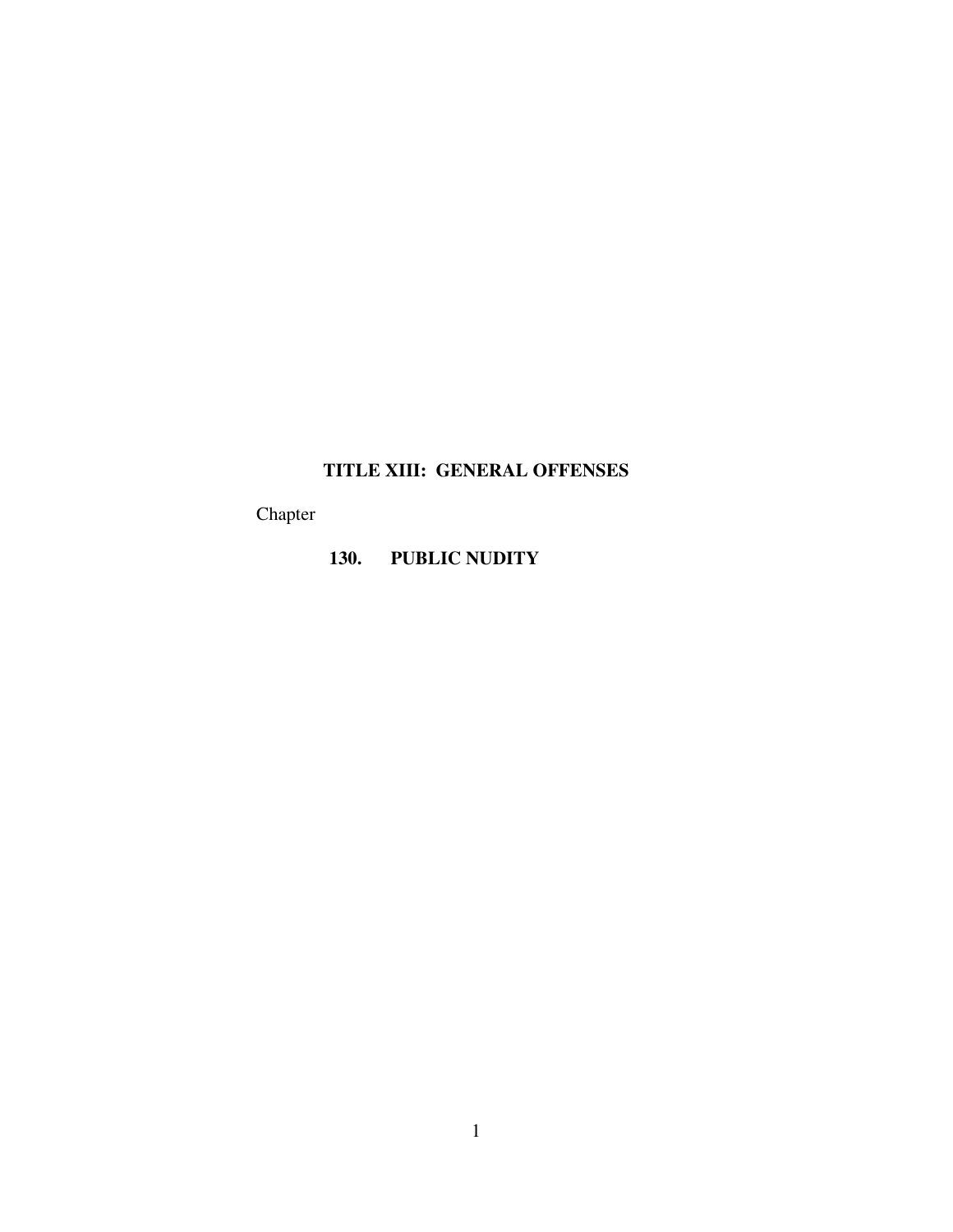# TITLE XIII: GENERAL OFFENSES

Chapter

**130. PUBLIC NUDITY**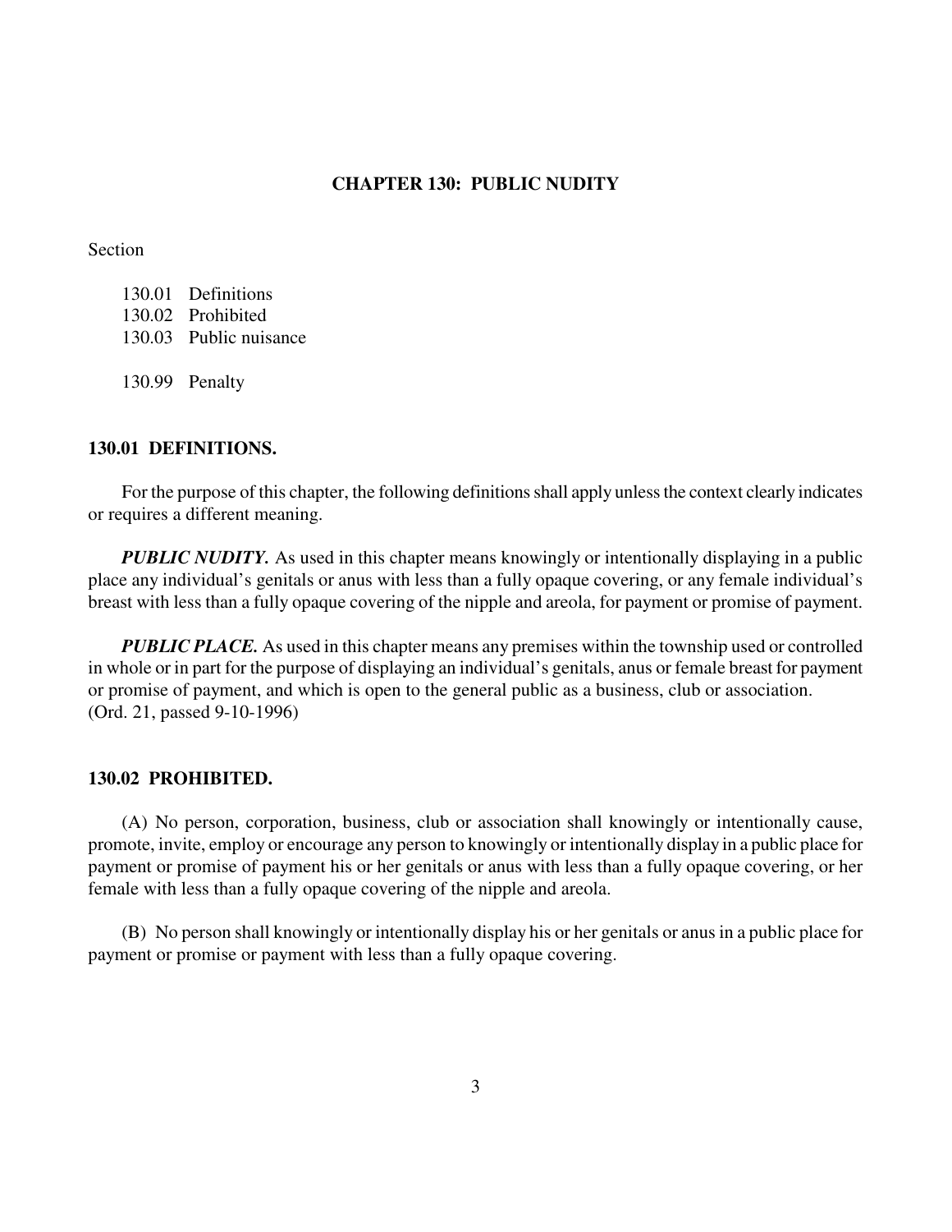# CHAPTER 130: PUBLIC NUDITY

Section

130.01 Definitions
130.02 Prohibited
130.03 Public nuisance

130.99 Penalty

## 130.01 DEFINITIONS.

For the purpose of this chapter, the following definitions shall apply unless the context clearly indicates or requires a different meaning.

***PUBLIC NUDITY.*** As used in this chapter means knowingly or intentionally displaying in a public place any individual's genitals or anus with less than a fully opaque covering, or any female individual's breast with less than a fully opaque covering of the nipple and areola, for payment or promise of payment.

***PUBLIC PLACE.*** As used in this chapter means any premises within the township used or controlled in whole or in part for the purpose of displaying an individual's genitals, anus or female breast for payment or promise of payment, and which is open to the general public as a business, club or association.
(Ord. 21, passed 9-10-1996)

## 130.02 PROHIBITED.

(A) No person, corporation, business, club or association shall knowingly or intentionally cause, promote, invite, employ or encourage any person to knowingly or intentionally display in a public place for payment or promise of payment his or her genitals or anus with less than a fully opaque covering, or her female with less than a fully opaque covering of the nipple and areola.

(B) No person shall knowingly or intentionally display his or her genitals or anus in a public place for payment or promise or payment with less than a fully opaque covering.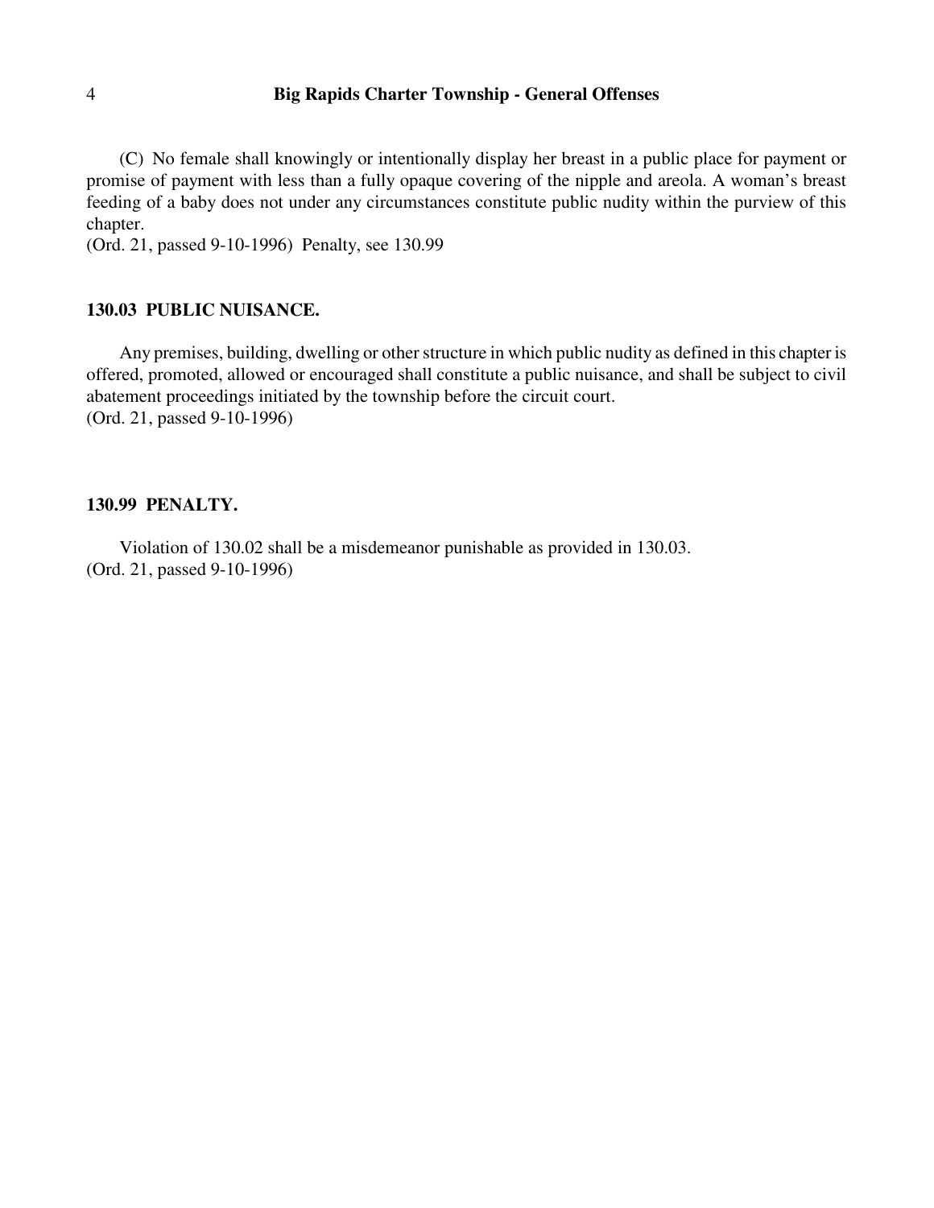(C) No female shall knowingly or intentionally display her breast in a public place for payment or promise of payment with less than a fully opaque covering of the nipple and areola. A woman's breast feeding of a baby does not under any circumstances constitute public nudity within the purview of this chapter.

(Ord. 21, passed 9-10-1996) Penalty, see 130.99

### 130.03 PUBLIC NUISANCE.

Any premises, building, dwelling or other structure in which public nudity as defined in this chapter is offered, promoted, allowed or encouraged shall constitute a public nuisance, and shall be subject to civil abatement proceedings initiated by the township before the circuit court.

(Ord. 21, passed 9-10-1996)

### 130.99 PENALTY.

Violation of 130.02 shall be a misdemeanor punishable as provided in 130.03.

(Ord. 21, passed 9-10-1996)